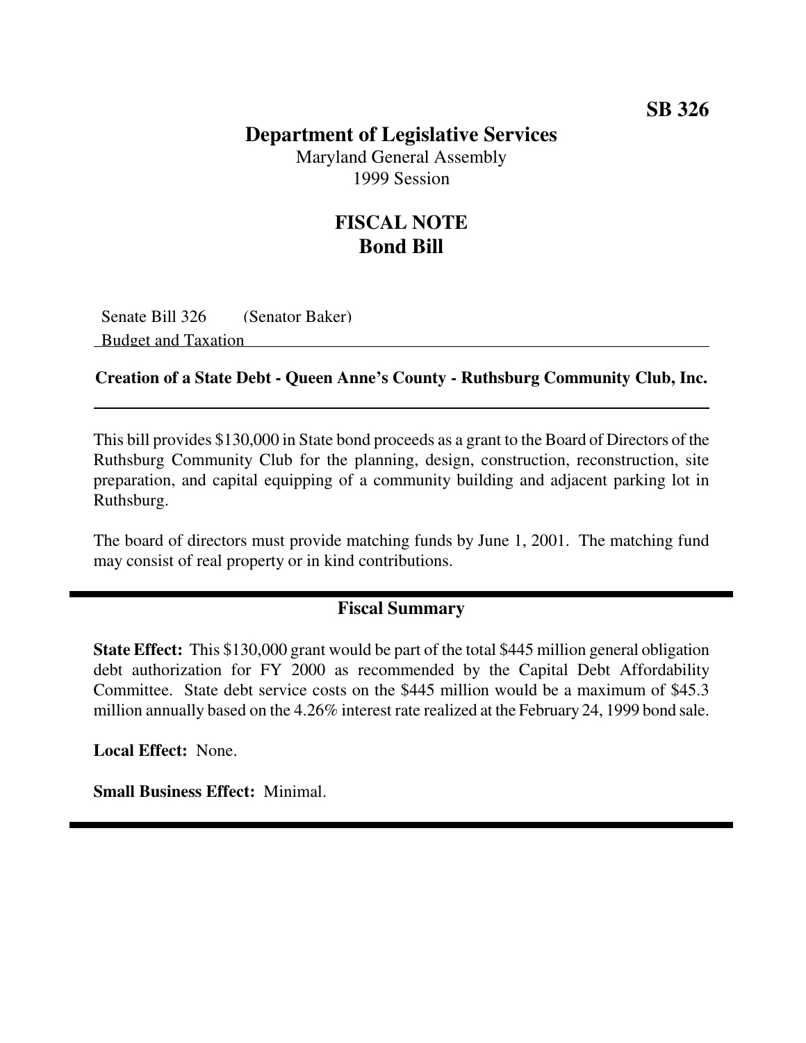**SB 326**

# Department of Legislative Services

Maryland General Assembly
1999 Session

## FISCAL NOTE
## Bond Bill

Senate Bill 326 (Senator Baker)
Budget and Taxation

**Creation of a State Debt - Queen Anne's County - Ruthsburg Community Club, Inc.**

This bill provides $130,000 in State bond proceeds as a grant to the Board of Directors of the Ruthsburg Community Club for the planning, design, construction, reconstruction, site preparation, and capital equipping of a community building and adjacent parking lot in Ruthsburg.

The board of directors must provide matching funds by June 1, 2001. The matching fund may consist of real property or in kind contributions.

### Fiscal Summary

**State Effect:** This $130,000 grant would be part of the total $445 million general obligation debt authorization for FY 2000 as recommended by the Capital Debt Affordability Committee. State debt service costs on the $445 million would be a maximum of $45.3 million annually based on the 4.26% interest rate realized at the February 24, 1999 bond sale.

**Local Effect:** None.

**Small Business Effect:** Minimal.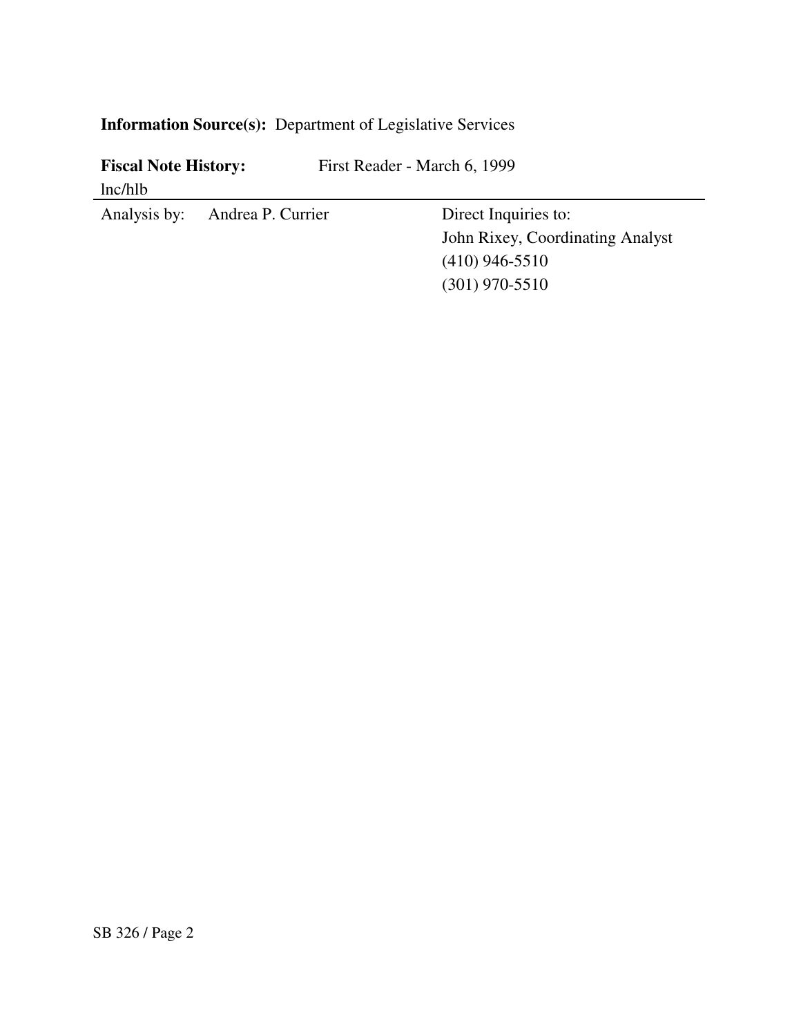**Information Source(s):** Department of Legislative Services

**Fiscal Note History:** First Reader - March 6, 1999

lnc/hlb

---

Analysis by: Andrea P. Currier

Direct Inquiries to:
John Rixey, Coordinating Analyst
(410) 946-5510
(301) 970-5510